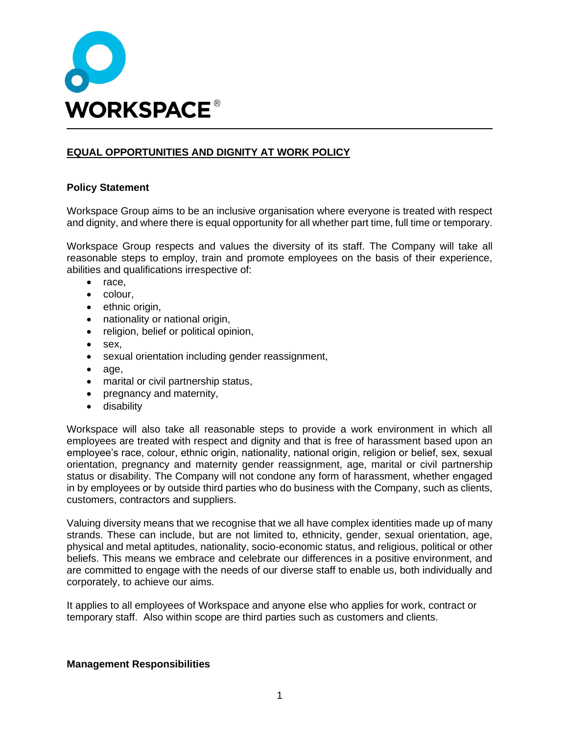WORKSPACE®

## EQUAL OPPORTUNITIES AND DIGNITY AT WORK POLICY

### Policy Statement

Workspace Group aims to be an inclusive organisation where everyone is treated with respect and dignity, and where there is equal opportunity for all whether part time, full time or temporary.

Workspace Group respects and values the diversity of its staff. The Company will take all reasonable steps to employ, train and promote employees on the basis of their experience, abilities and qualifications irrespective of:

- race,
- colour,
- ethnic origin,
- nationality or national origin,
- religion, belief or political opinion,
- sex,
- sexual orientation including gender reassignment,
- age,
- marital or civil partnership status,
- pregnancy and maternity,
- disability

Workspace will also take all reasonable steps to provide a work environment in which all employees are treated with respect and dignity and that is free of harassment based upon an employee's race, colour, ethnic origin, nationality, national origin, religion or belief, sex, sexual orientation, pregnancy and maternity gender reassignment, age, marital or civil partnership status or disability. The Company will not condone any form of harassment, whether engaged in by employees or by outside third parties who do business with the Company, such as clients, customers, contractors and suppliers.

Valuing diversity means that we recognise that we all have complex identities made up of many strands. These can include, but are not limited to, ethnicity, gender, sexual orientation, age, physical and metal aptitudes, nationality, socio-economic status, and religious, political or other beliefs. This means we embrace and celebrate our differences in a positive environment, and are committed to engage with the needs of our diverse staff to enable us, both individually and corporately, to achieve our aims.

It applies to all employees of Workspace and anyone else who applies for work, contract or temporary staff. Also within scope are third parties such as customers and clients.

### Management Responsibilities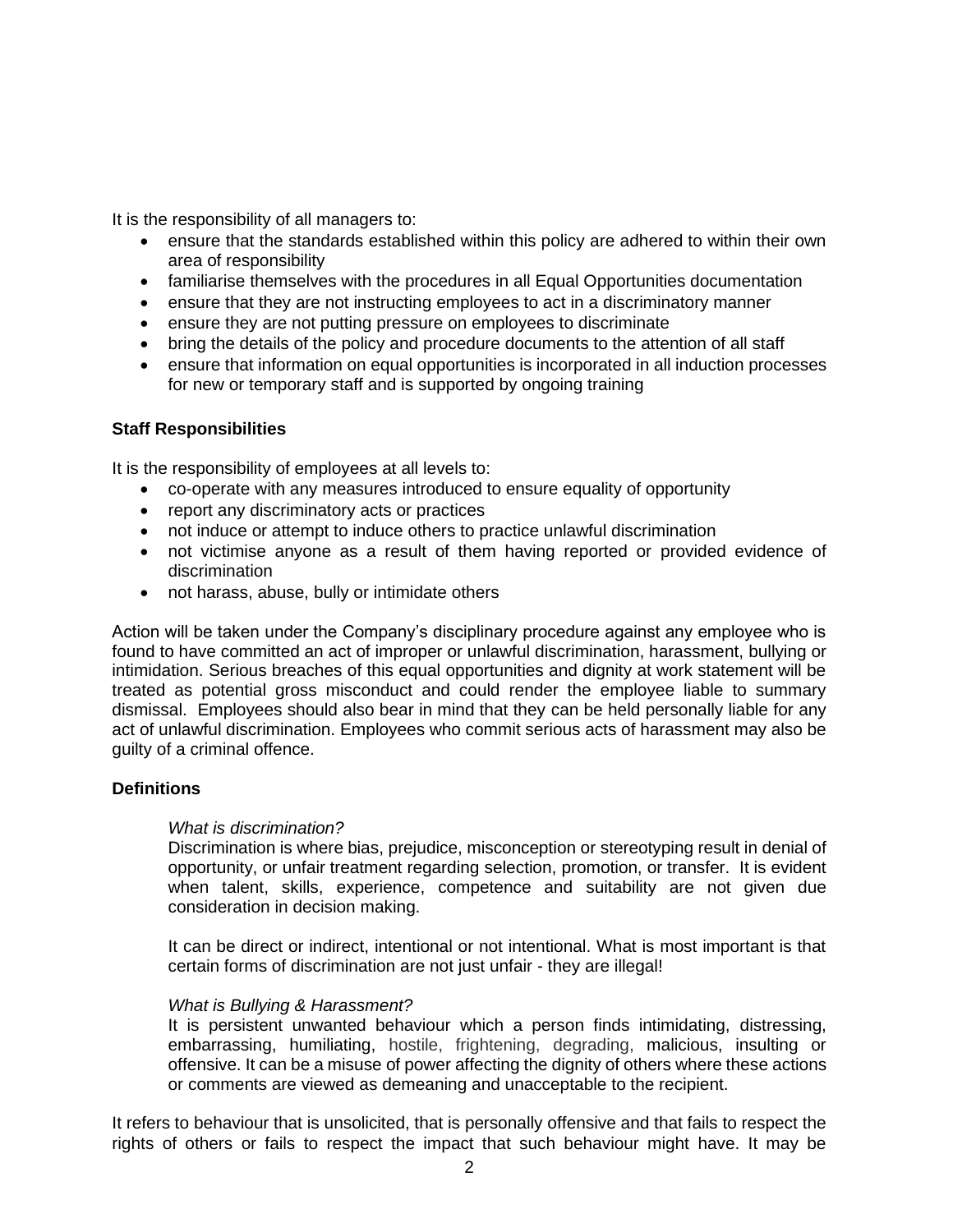It is the responsibility of all managers to:

- ensure that the standards established within this policy are adhered to within their own area of responsibility
- familiarise themselves with the procedures in all Equal Opportunities documentation
- ensure that they are not instructing employees to act in a discriminatory manner
- ensure they are not putting pressure on employees to discriminate
- bring the details of the policy and procedure documents to the attention of all staff
- ensure that information on equal opportunities is incorporated in all induction processes for new or temporary staff and is supported by ongoing training

**Staff Responsibilities**

It is the responsibility of employees at all levels to:

- co-operate with any measures introduced to ensure equality of opportunity
- report any discriminatory acts or practices
- not induce or attempt to induce others to practice unlawful discrimination
- not victimise anyone as a result of them having reported or provided evidence of discrimination
- not harass, abuse, bully or intimidate others

Action will be taken under the Company's disciplinary procedure against any employee who is found to have committed an act of improper or unlawful discrimination, harassment, bullying or intimidation. Serious breaches of this equal opportunities and dignity at work statement will be treated as potential gross misconduct and could render the employee liable to summary dismissal. Employees should also bear in mind that they can be held personally liable for any act of unlawful discrimination. Employees who commit serious acts of harassment may also be guilty of a criminal offence.

**Definitions**

*What is discrimination?*

Discrimination is where bias, prejudice, misconception or stereotyping result in denial of opportunity, or unfair treatment regarding selection, promotion, or transfer. It is evident when talent, skills, experience, competence and suitability are not given due consideration in decision making.

It can be direct or indirect, intentional or not intentional. What is most important is that certain forms of discrimination are not just unfair - they are illegal!

*What is Bullying & Harassment?*

It is persistent unwanted behaviour which a person finds intimidating, distressing, embarrassing, humiliating, hostile, frightening, degrading, malicious, insulting or offensive. It can be a misuse of power affecting the dignity of others where these actions or comments are viewed as demeaning and unacceptable to the recipient.

It refers to behaviour that is unsolicited, that is personally offensive and that fails to respect the rights of others or fails to respect the impact that such behaviour might have. It may be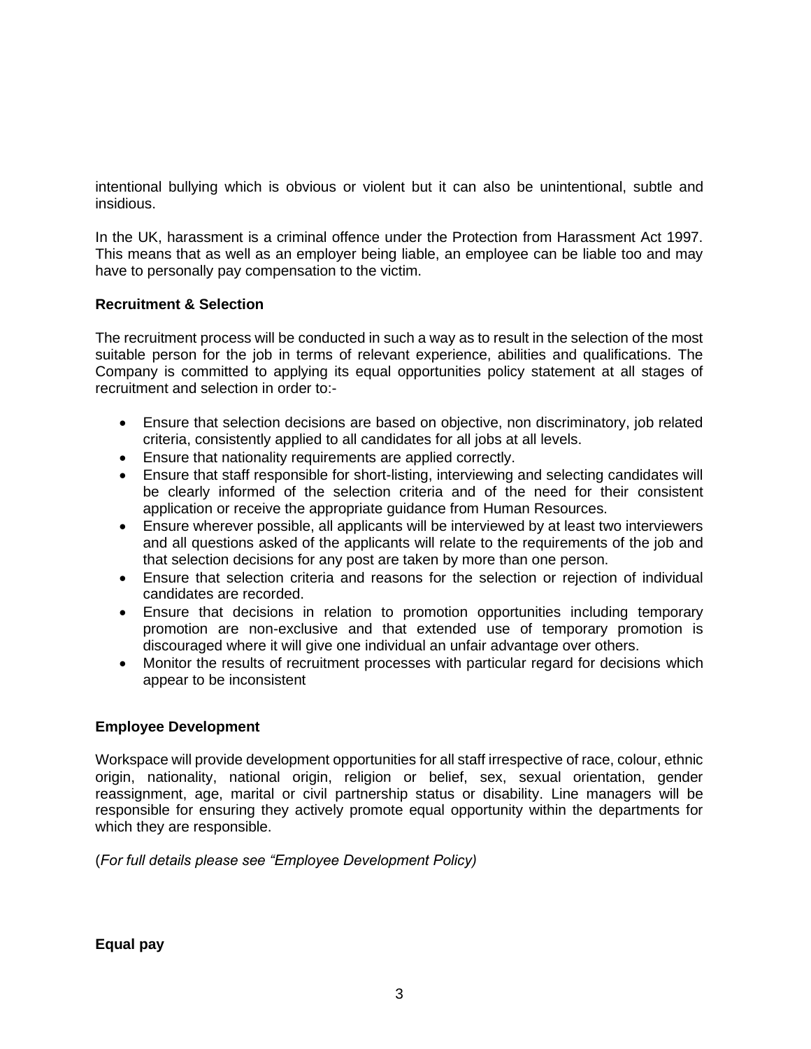intentional bullying which is obvious or violent but it can also be unintentional, subtle and insidious.

In the UK, harassment is a criminal offence under the Protection from Harassment Act 1997. This means that as well as an employer being liable, an employee can be liable too and may have to personally pay compensation to the victim.

**Recruitment & Selection**

The recruitment process will be conducted in such a way as to result in the selection of the most suitable person for the job in terms of relevant experience, abilities and qualifications. The Company is committed to applying its equal opportunities policy statement at all stages of recruitment and selection in order to:-

- Ensure that selection decisions are based on objective, non discriminatory, job related criteria, consistently applied to all candidates for all jobs at all levels.
- Ensure that nationality requirements are applied correctly.
- Ensure that staff responsible for short-listing, interviewing and selecting candidates will be clearly informed of the selection criteria and of the need for their consistent application or receive the appropriate guidance from Human Resources.
- Ensure wherever possible, all applicants will be interviewed by at least two interviewers and all questions asked of the applicants will relate to the requirements of the job and that selection decisions for any post are taken by more than one person.
- Ensure that selection criteria and reasons for the selection or rejection of individual candidates are recorded.
- Ensure that decisions in relation to promotion opportunities including temporary promotion are non-exclusive and that extended use of temporary promotion is discouraged where it will give one individual an unfair advantage over others.
- Monitor the results of recruitment processes with particular regard for decisions which appear to be inconsistent

**Employee Development**

Workspace will provide development opportunities for all staff irrespective of race, colour, ethnic origin, nationality, national origin, religion or belief, sex, sexual orientation, gender reassignment, age, marital or civil partnership status or disability. Line managers will be responsible for ensuring they actively promote equal opportunity within the departments for which they are responsible.

(*For full details please see "Employee Development Policy)*

**Equal pay**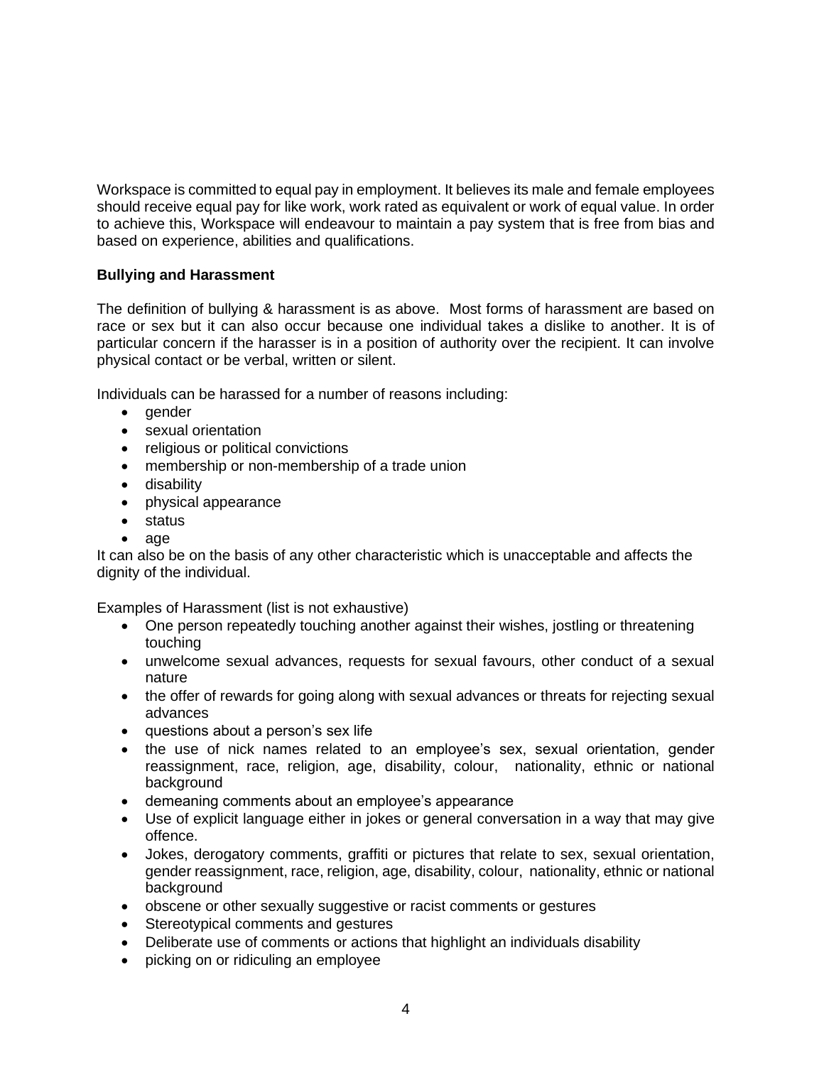Workspace is committed to equal pay in employment. It believes its male and female employees should receive equal pay for like work, work rated as equivalent or work of equal value. In order to achieve this, Workspace will endeavour to maintain a pay system that is free from bias and based on experience, abilities and qualifications.

**Bullying and Harassment**

The definition of bullying & harassment is as above. Most forms of harassment are based on race or sex but it can also occur because one individual takes a dislike to another. It is of particular concern if the harasser is in a position of authority over the recipient. It can involve physical contact or be verbal, written or silent.

Individuals can be harassed for a number of reasons including:

- gender
- sexual orientation
- religious or political convictions
- membership or non-membership of a trade union
- disability
- physical appearance
- status
- age

It can also be on the basis of any other characteristic which is unacceptable and affects the dignity of the individual.

Examples of Harassment (list is not exhaustive)

- One person repeatedly touching another against their wishes, jostling or threatening touching
- unwelcome sexual advances, requests for sexual favours, other conduct of a sexual nature
- the offer of rewards for going along with sexual advances or threats for rejecting sexual advances
- questions about a person's sex life
- the use of nick names related to an employee's sex, sexual orientation, gender reassignment, race, religion, age, disability, colour, nationality, ethnic or national background
- demeaning comments about an employee's appearance
- Use of explicit language either in jokes or general conversation in a way that may give offence.
- Jokes, derogatory comments, graffiti or pictures that relate to sex, sexual orientation, gender reassignment, race, religion, age, disability, colour, nationality, ethnic or national background
- obscene or other sexually suggestive or racist comments or gestures
- Stereotypical comments and gestures
- Deliberate use of comments or actions that highlight an individuals disability
- picking on or ridiculing an employee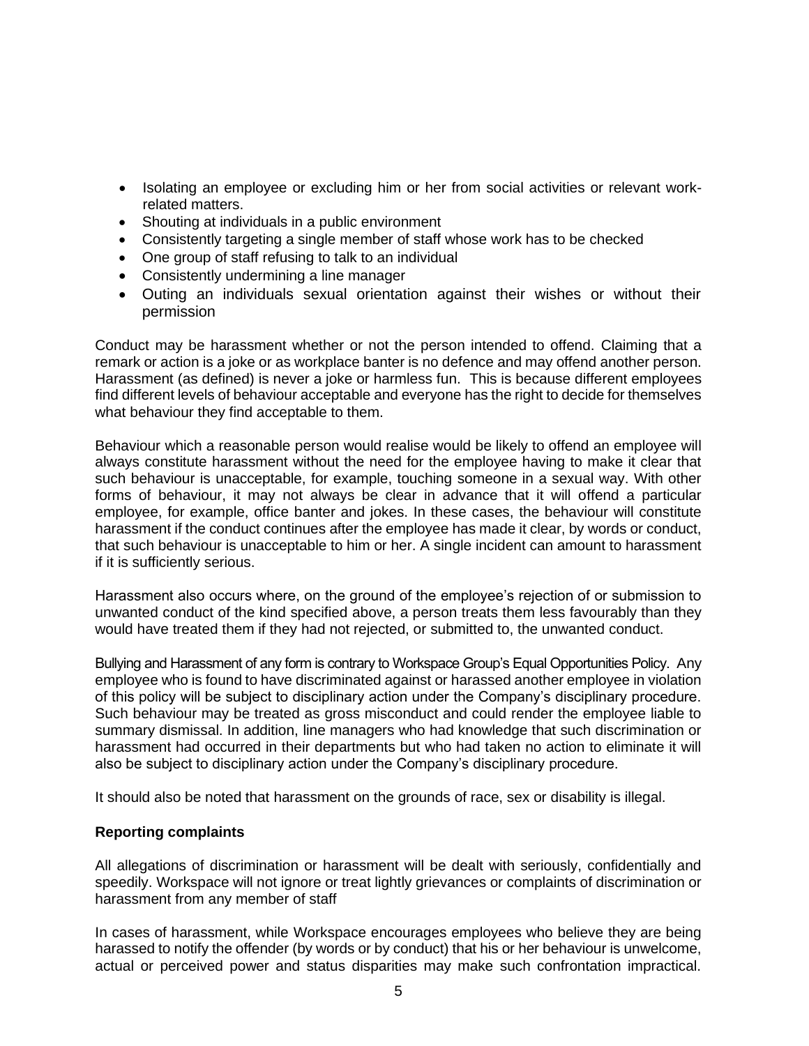- Isolating an employee or excluding him or her from social activities or relevant work-related matters.
- Shouting at individuals in a public environment
- Consistently targeting a single member of staff whose work has to be checked
- One group of staff refusing to talk to an individual
- Consistently undermining a line manager
- Outing an individuals sexual orientation against their wishes or without their permission

Conduct may be harassment whether or not the person intended to offend. Claiming that a remark or action is a joke or as workplace banter is no defence and may offend another person. Harassment (as defined) is never a joke or harmless fun. This is because different employees find different levels of behaviour acceptable and everyone has the right to decide for themselves what behaviour they find acceptable to them.

Behaviour which a reasonable person would realise would be likely to offend an employee will always constitute harassment without the need for the employee having to make it clear that such behaviour is unacceptable, for example, touching someone in a sexual way. With other forms of behaviour, it may not always be clear in advance that it will offend a particular employee, for example, office banter and jokes. In these cases, the behaviour will constitute harassment if the conduct continues after the employee has made it clear, by words or conduct, that such behaviour is unacceptable to him or her. A single incident can amount to harassment if it is sufficiently serious.

Harassment also occurs where, on the ground of the employee's rejection of or submission to unwanted conduct of the kind specified above, a person treats them less favourably than they would have treated them if they had not rejected, or submitted to, the unwanted conduct.

Bullying and Harassment of any form is contrary to Workspace Group's Equal Opportunities Policy. Any employee who is found to have discriminated against or harassed another employee in violation of this policy will be subject to disciplinary action under the Company's disciplinary procedure. Such behaviour may be treated as gross misconduct and could render the employee liable to summary dismissal. In addition, line managers who had knowledge that such discrimination or harassment had occurred in their departments but who had taken no action to eliminate it will also be subject to disciplinary action under the Company's disciplinary procedure.

It should also be noted that harassment on the grounds of race, sex or disability is illegal.

**Reporting complaints**

All allegations of discrimination or harassment will be dealt with seriously, confidentially and speedily. Workspace will not ignore or treat lightly grievances or complaints of discrimination or harassment from any member of staff

In cases of harassment, while Workspace encourages employees who believe they are being harassed to notify the offender (by words or by conduct) that his or her behaviour is unwelcome, actual or perceived power and status disparities may make such confrontation impractical.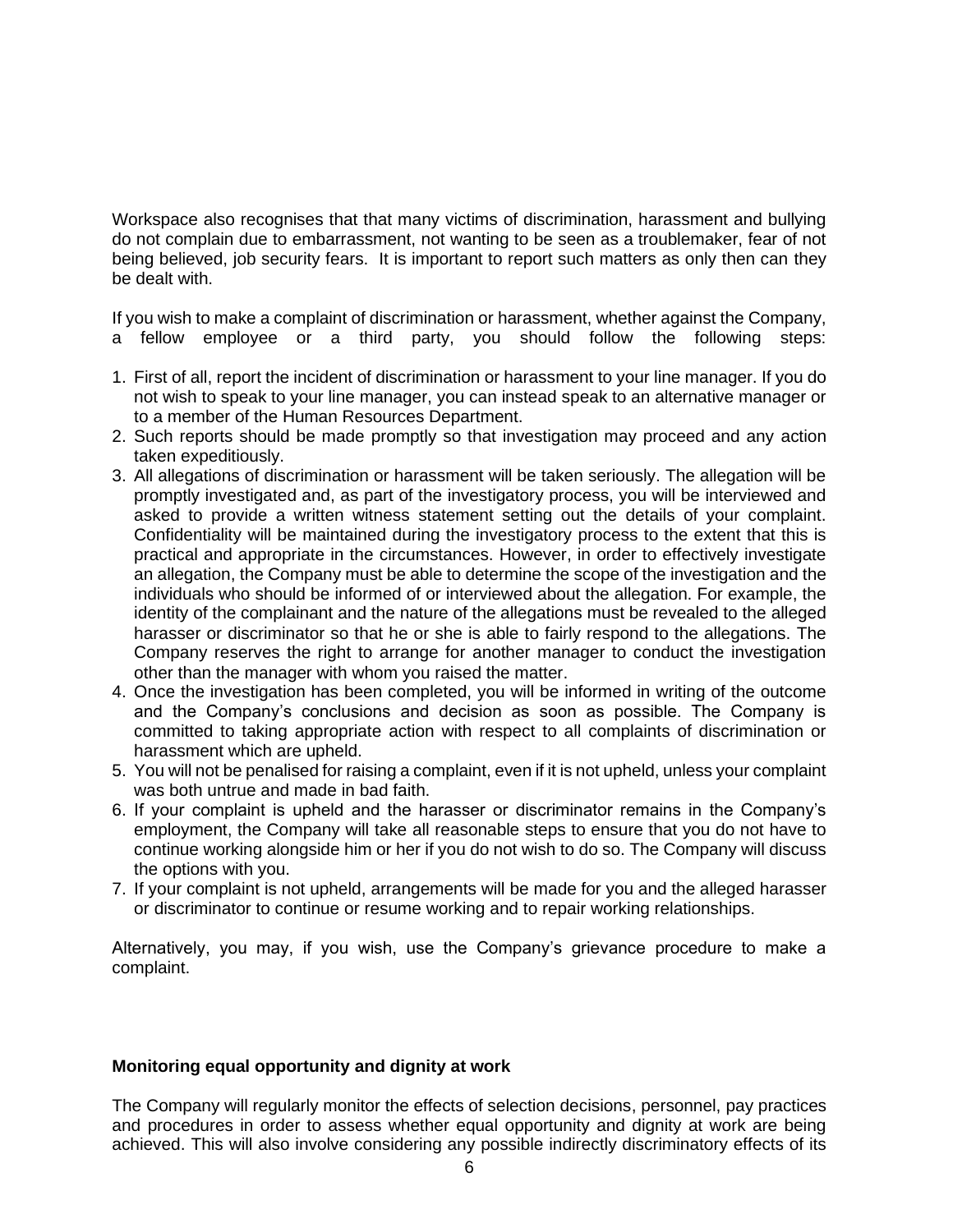Workspace also recognises that that many victims of discrimination, harassment and bullying do not complain due to embarrassment, not wanting to be seen as a troublemaker, fear of not being believed, job security fears. It is important to report such matters as only then can they be dealt with.

If you wish to make a complaint of discrimination or harassment, whether against the Company, a fellow employee or a third party, you should follow the following steps:

1. First of all, report the incident of discrimination or harassment to your line manager. If you do not wish to speak to your line manager, you can instead speak to an alternative manager or to a member of the Human Resources Department.
2. Such reports should be made promptly so that investigation may proceed and any action taken expeditiously.
3. All allegations of discrimination or harassment will be taken seriously. The allegation will be promptly investigated and, as part of the investigatory process, you will be interviewed and asked to provide a written witness statement setting out the details of your complaint. Confidentiality will be maintained during the investigatory process to the extent that this is practical and appropriate in the circumstances. However, in order to effectively investigate an allegation, the Company must be able to determine the scope of the investigation and the individuals who should be informed of or interviewed about the allegation. For example, the identity of the complainant and the nature of the allegations must be revealed to the alleged harasser or discriminator so that he or she is able to fairly respond to the allegations. The Company reserves the right to arrange for another manager to conduct the investigation other than the manager with whom you raised the matter.
4. Once the investigation has been completed, you will be informed in writing of the outcome and the Company's conclusions and decision as soon as possible. The Company is committed to taking appropriate action with respect to all complaints of discrimination or harassment which are upheld.
5. You will not be penalised for raising a complaint, even if it is not upheld, unless your complaint was both untrue and made in bad faith.
6. If your complaint is upheld and the harasser or discriminator remains in the Company's employment, the Company will take all reasonable steps to ensure that you do not have to continue working alongside him or her if you do not wish to do so. The Company will discuss the options with you.
7. If your complaint is not upheld, arrangements will be made for you and the alleged harasser or discriminator to continue or resume working and to repair working relationships.

Alternatively, you may, if you wish, use the Company's grievance procedure to make a complaint.

**Monitoring equal opportunity and dignity at work**

The Company will regularly monitor the effects of selection decisions, personnel, pay practices and procedures in order to assess whether equal opportunity and dignity at work are being achieved. This will also involve considering any possible indirectly discriminatory effects of its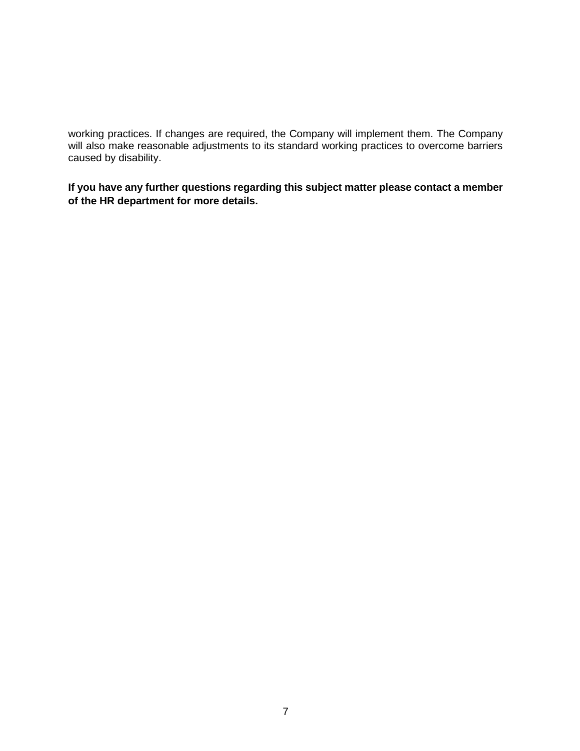working practices. If changes are required, the Company will implement them. The Company will also make reasonable adjustments to its standard working practices to overcome barriers caused by disability.

**If you have any further questions regarding this subject matter please contact a member of the HR department for more details.**